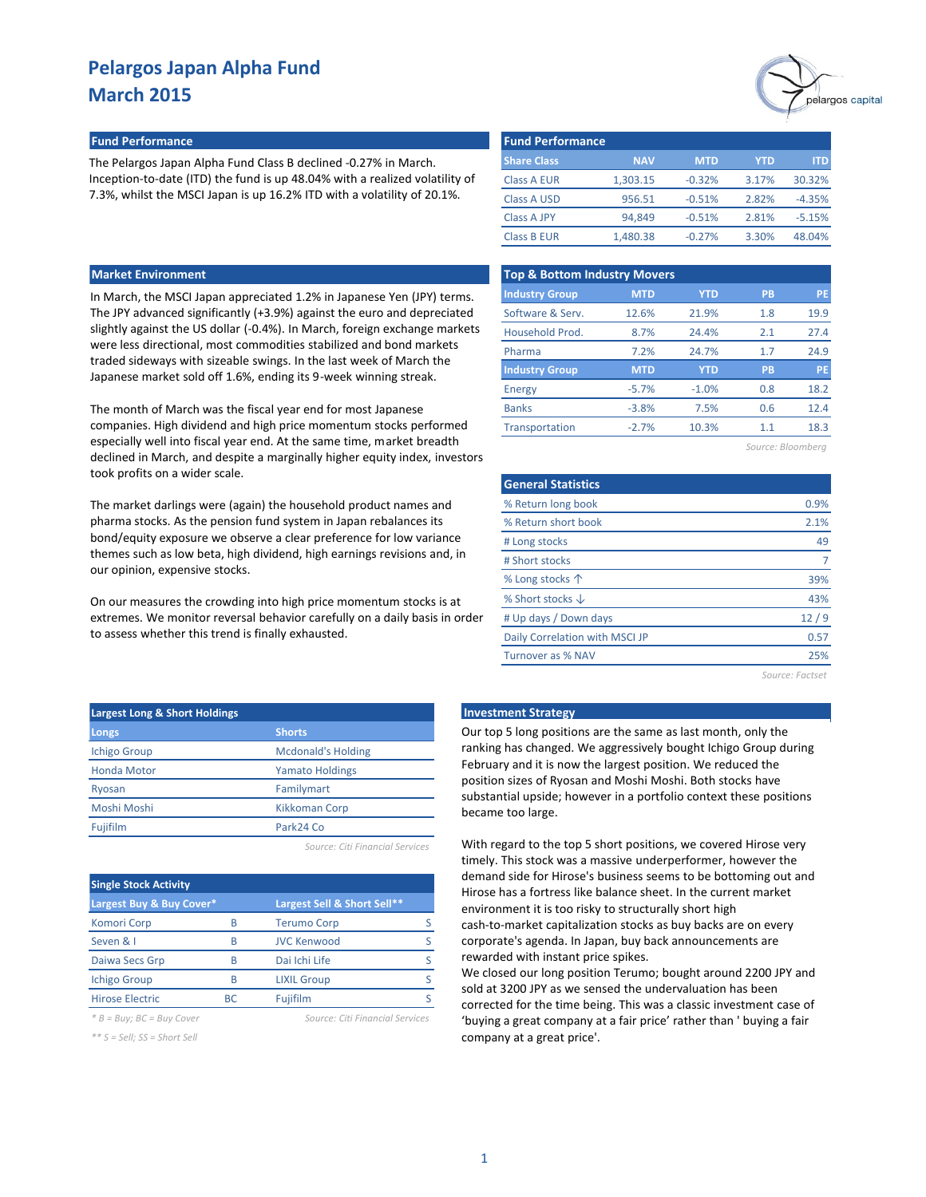# Pelargos Japan Alpha Fund
# March 2015

## Fund Performance

The Pelargos Japan Alpha Fund Class B declined -0.27% in March. Inception-to-date (ITD) the fund is up 48.04% with a realized volatility of 7.3%, whilst the MSCI Japan is up 16.2% ITD with a volatility of 20.1%.

| Share Class | NAV | MTD | YTD | ITD |
|---|---|---|---|---|
| Class A EUR | 1,303.15 | -0.32% | 3.17% | 30.32% |
| Class A USD | 956.51 | -0.51% | 2.82% | -4.35% |
| Class A JPY | 94,849 | -0.51% | 2.81% | -5.15% |
| Class B EUR | 1,480.38 | -0.27% | 3.30% | 48.04% |

## Market Environment

In March, the MSCI Japan appreciated 1.2% in Japanese Yen (JPY) terms. The JPY advanced significantly (+3.9%) against the euro and depreciated slightly against the US dollar (-0.4%). In March, foreign exchange markets were less directional, most commodities stabilized and bond markets traded sideways with sizeable swings. In the last week of March the Japanese market sold off 1.6%, ending its 9-week winning streak.

The month of March was the fiscal year end for most Japanese companies. High dividend and high price momentum stocks performed especially well into fiscal year end. At the same time, market breadth declined in March, and despite a marginally higher equity index, investors took profits on a wider scale.

The market darlings were (again) the household product names and pharma stocks. As the pension fund system in Japan rebalances its bond/equity exposure we observe a clear preference for low variance themes such as low beta, high dividend, high earnings revisions and, in our opinion, expensive stocks.

On our measures the crowding into high price momentum stocks is at extremes. We monitor reversal behavior carefully on a daily basis in order to assess whether this trend is finally exhausted.

## Top & Bottom Industry Movers

| Industry Group | MTD | YTD | PB | PE |
|---|---|---|---|---|
| Software & Serv. | 12.6% | 21.9% | 1.8 | 19.9 |
| Household Prod. | 8.7% | 24.4% | 2.1 | 27.4 |
| Pharma | 7.2% | 24.7% | 1.7 | 24.9 |
| **Industry Group** | **MTD** | **YTD** | **PB** | **PE** |
| Energy | -5.7% | -1.0% | 0.8 | 18.2 |
| Banks | -3.8% | 7.5% | 0.6 | 12.4 |
| Transportation | -2.7% | 10.3% | 1.1 | 18.3 |

*Source: Bloomberg*

## General Statistics

| | |
|---|---|
| % Return long book | 0.9% |
| % Return short book | 2.1% |
| # Long stocks | 49 |
| # Short stocks | 7 |
| % Long stocks ↑ | 39% |
| % Short stocks ↓ | 43% |
| # Up days / Down days | 12 / 9 |
| Daily Correlation with MSCI JP | 0.57 |
| Turnover as % NAV | 25% |

*Source: Factset*

## Largest Long & Short Holdings

| Longs | Shorts |
|---|---|
| Ichigo Group | Mcdonald's Holding |
| Honda Motor | Yamato Holdings |
| Ryosan | Familymart |
| Moshi Moshi | Kikkoman Corp |
| Fujifilm | Park24 Co |

*Source: Citi Financial Services*

## Single Stock Activity

| Largest Buy & Buy Cover* | | Largest Sell & Short Sell** | |
|---|---|---|---|
| Komori Corp | B | Terumo Corp | S |
| Seven & I | B | JVC Kenwood | S |
| Daiwa Secs Grp | B | Dai Ichi Life | S |
| Ichigo Group | B | LIXIL Group | S |
| Hirose Electric | BC | Fujifilm | S |

*\* B = Buy; BC = Buy Cover*

*\*\* S = Sell; SS = Short Sell*

*Source: Citi Financial Services*

## Investment Strategy

Our top 5 long positions are the same as last month, only the ranking has changed. We aggressively bought Ichigo Group during February and it is now the largest position. We reduced the position sizes of Ryosan and Moshi Moshi. Both stocks have substantial upside; however in a portfolio context these positions became too large.

With regard to the top 5 short positions, we covered Hirose very timely. This stock was a massive underperformer, however the demand side for Hirose's business seems to be bottoming out and Hirose has a fortress like balance sheet. In the current market environment it is too risky to structurally short high cash-to-market capitalization stocks as buy backs are on every corporate's agenda. In Japan, buy back announcements are rewarded with instant price spikes.

We closed our long position Terumo; bought around 2200 JPY and sold at 3200 JPY as we sensed the undervaluation has been corrected for the time being. This was a classic investment case of 'buying a great company at a fair price' rather than ' buying a fair company at a great price'.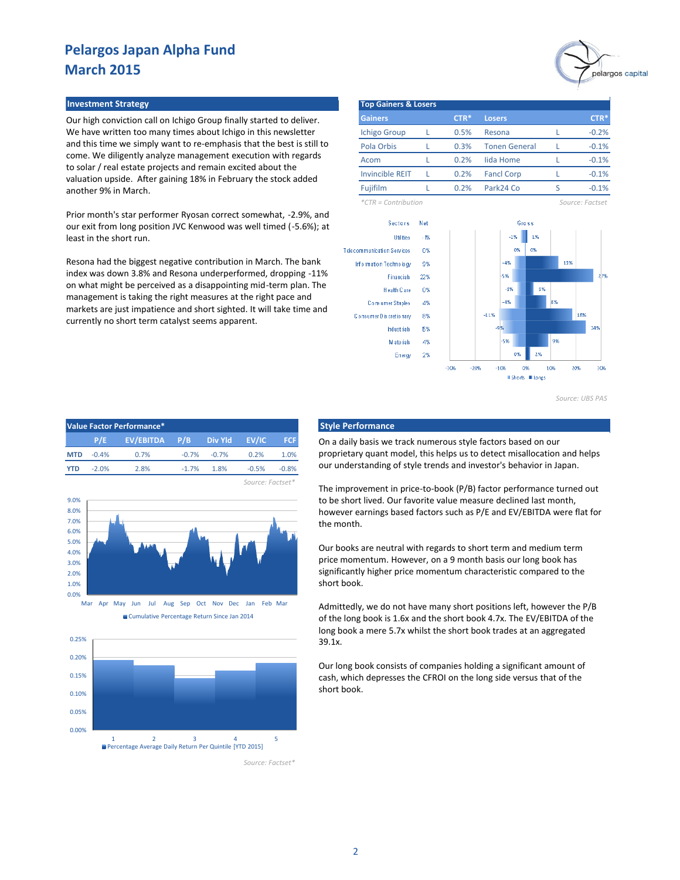# Pelargos Japan Alpha Fund
# March 2015

## Investment Strategy

Our high conviction call on Ichigo Group finally started to deliver. We have written too many times about Ichigo in this newsletter and this time we simply want to re-emphasis that the best is still to come. We diligently analyze management execution with regards to solar / real estate projects and remain excited about the valuation upside. After gaining 18% in February the stock added another 9% in March.

Prior month's star performer Ryosan correct somewhat, -2.9%, and our exit from long position JVC Kenwood was well timed (-5.6%); at least in the short run.

Resona had the biggest negative contribution in March. The bank index was down 3.8% and Resona underperformed, dropping -11% on what might be perceived as a disappointing mid-term plan. The management is taking the right measures at the right pace and markets are just impatience and short sighted. It will take time and currently no short term catalyst seems apparent.

## Top Gainers & Losers

| Gainers | | CTR* | Losers | | CTR* |
|---|---|---|---|---|---|
| Ichigo Group | L | 0.5% | Resona | L | -0.2% |
| Pola Orbis | L | 0.3% | Tonen General | L | -0.1% |
| Acom | L | 0.2% | Iida Home | L | -0.1% |
| Invincible REIT | L | 0.2% | Fancl Corp | L | -0.1% |
| Fujifilm | L | 0.2% | Park24 Co | S | -0.1% |

*CTR = Contribution

Source: Factset

| Sectors | Net | Gross Shorts | Gross Longs |
|---|---|---|---|
| Utilities | -1% | -1% | 1% |
| Telecommunication Services | 0% | 0% | 0% |
| Information Technology | 9% | -4% | 13% |
| Financials | 22% | -5% | 27% |
| Health Care | 0% | -3% | 3% |
| Consumer Staples | 4% | -4% | 8% |
| Consumer Discretionary | 8% | -11% | 18% |
| Industrials | 5% | -9% | 14% |
| Materials | 4% | -5% | 9% |
| Energy | 2% | 0% | 2% |

Source: UBS PAS

## Value Factor Performance*

| | P/E | EV/EBITDA | P/B | Div Yld | EV/IC | FCF |
|---|---|---|---|---|---|---|
| MTD | -0.4% | 0.7% | -0.7% | -0.7% | 0.2% | 1.0% |
| YTD | -2.0% | 2.8% | -1.7% | 1.8% | -0.5% | -0.8% |

Source: Factset*

Cumulative Percentage Return Since Jan 2014

Percentage Average Daily Return Per Quintile [YTD 2015]

Source: Factset*

## Style Performance

On a daily basis we track numerous style factors based on our proprietary quant model, this helps us to detect misallocation and helps our understanding of style trends and investor's behavior in Japan.

The improvement in price-to-book (P/B) factor performance turned out to be short lived. Our favorite value measure declined last month, however earnings based factors such as P/E and EV/EBITDA were flat for the month.

Our books are neutral with regards to short term and medium term price momentum. However, on a 9 month basis our long book has significantly higher price momentum characteristic compared to the short book.

Admittedly, we do not have many short positions left, however the P/B of the long book is 1.6x and the short book 4.7x. The EV/EBITDA of the long book a mere 5.7x whilst the short book trades at an aggregated 39.1x.

Our long book consists of companies holding a significant amount of cash, which depresses the CFROI on the long side versus that of the short book.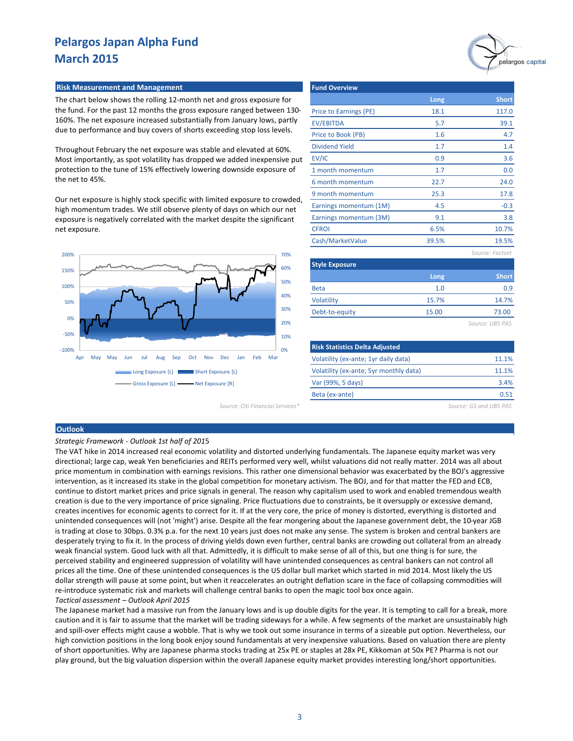# Pelargos Japan Alpha Fund
# March 2015

## Risk Measurement and Management

The chart below shows the rolling 12-month net and gross exposure for the fund. For the past 12 months the gross exposure ranged between 130-160%. The net exposure increased substantially from January lows, partly due to performance and buy covers of shorts exceeding stop loss levels.

Throughout February the net exposure was stable and elevated at 60%. Most importantly, as spot volatility has dropped we added inexpensive put protection to the tune of 15% effectively lowering downside exposure of the net to 45%.

Our net exposure is highly stock specific with limited exposure to crowded, high momentum trades. We still observe plenty of days on which our net exposure is negatively correlated with the market despite the significant net exposure.

Long Exposure [L] | Short Exposure [L] | Gross Exposure [L] | Net Exposure [R]

Source: Citi Financial Services*

## Fund Overview

| | Long | Short |
|---|---|---|
| Price to Earnings (PE) | 18.1 | 117.0 |
| EV/EBITDA | 5.7 | 39.1 |
| Price to Book (PB) | 1.6 | 4.7 |
| Dividend Yield | 1.7 | 1.4 |
| EV/IC | 0.9 | 3.6 |
| 1 month momentum | 1.7 | 0.0 |
| 6 month momentum | 22.7 | 24.0 |
| 9 month momentum | 25.3 | 17.8 |
| Earnings momentum (1M) | 4.5 | -0.3 |
| Earnings momentum (3M) | 9.1 | 3.8 |
| CFROI | 6.5% | 10.7% |
| Cash/MarketValue | 39.5% | 19.5% |

*Source: Factset*

## Style Exposure

| | Long | Short |
|---|---|---|
| Beta | 1.0 | 0.9 |
| Volatility | 15.7% | 14.7% |
| Debt-to-equity | 15.00 | 73.00 |

*Source: UBS PAS*

## Risk Statistics Delta Adjusted

| | |
|---|---|
| Volatility (ex-ante; 1yr daily data) | 11.1% |
| Volatility (ex-ante; 5yr monthly data) | 11.1% |
| Var (99%, 5 days) | 3.4% |
| Beta (ex-ante) | 0.51 |

*Source: GS and UBS PAS*

## Outlook

*Strategic Framework - Outlook 1st half of 2015*

The VAT hike in 2014 increased real economic volatility and distorted underlying fundamentals. The Japanese equity market was very directional; large cap, weak Yen beneficiaries and REITs performed very well, whilst valuations did not really matter. 2014 was all about price momentum in combination with earnings revisions. This rather one dimensional behavior was exacerbated by the BOJ's aggressive intervention, as it increased its stake in the global competition for monetary activism. The BOJ, and for that matter the FED and ECB, continue to distort market prices and price signals in general. The reason why capitalism used to work and enabled tremendous wealth creation is due to the very importance of price signaling. Price fluctuations due to constraints, be it oversupply or excessive demand, creates incentives for economic agents to correct for it. If at the very core, the price of money is distorted, everything is distorted and unintended consequences will (not 'might') arise. Despite all the fear mongering about the Japanese government debt, the 10-year JGB is trading at close to 30bps. 0.3% p.a. for the next 10 years just does not make any sense. The system is broken and central bankers are desperately trying to fix it. In the process of driving yields down even further, central banks are crowding out collateral from an already weak financial system. Good luck with all that. Admittedly, it is difficult to make sense of all of this, but one thing is for sure, the perceived stability and engineered suppression of volatility will have unintended consequences as central bankers can not control all prices all the time. One of these unintended consequences is the US dollar bull market which started in mid 2014. Most likely the US dollar strength will pause at some point, but when it reaccelerates an outright deflation scare in the face of collapsing commodities will re-introduce systematic risk and markets will challenge central banks to open the magic tool box once again.

*Tactical assessment – Outlook April 2015*

The Japanese market had a massive run from the January lows and is up double digits for the year. It is tempting to call for a break, more caution and it is fair to assume that the market will be trading sideways for a while. A few segments of the market are unsustainably high and spill-over effects might cause a wobble. That is why we took out some insurance in terms of a sizeable put option. Nevertheless, our high conviction positions in the long book enjoy sound fundamentals at very inexpensive valuations. Based on valuation there are plenty of short opportunities. Why are Japanese pharma stocks trading at 25x PE or staples at 28x PE, Kikkoman at 50x PE? Pharma is not our play ground, but the big valuation dispersion within the overall Japanese equity market provides interesting long/short opportunities.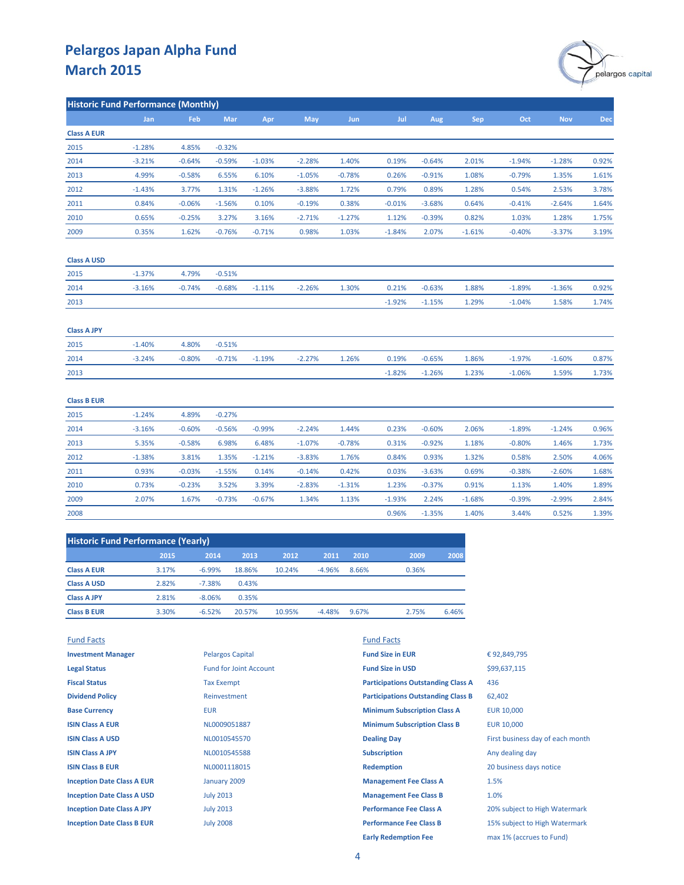# Pelargos Japan Alpha Fund
# March 2015

## Historic Fund Performance (Monthly)

| | Jan | Feb | Mar | Apr | May | Jun | Jul | Aug | Sep | Oct | Nov | Dec |
|---|---|---|---|---|---|---|---|---|---|---|---|---|
| **Class A EUR** | | | | | | | | | | | | |
| 2015 | -1.28% | 4.85% | -0.32% | | | | | | | | | |
| 2014 | -3.21% | -0.64% | -0.59% | -1.03% | -2.28% | 1.40% | 0.19% | -0.64% | 2.01% | -1.94% | -1.28% | 0.92% |
| 2013 | 4.99% | -0.58% | 6.55% | 6.10% | -1.05% | -0.78% | 0.26% | -0.91% | 1.08% | -0.79% | 1.35% | 1.61% |
| 2012 | -1.43% | 3.77% | 1.31% | -1.26% | -3.88% | 1.72% | 0.79% | 0.89% | 1.28% | 0.54% | 2.53% | 3.78% |
| 2011 | 0.84% | -0.06% | -1.56% | 0.10% | -0.19% | 0.38% | -0.01% | -3.68% | 0.64% | -0.41% | -2.64% | 1.64% |
| 2010 | 0.65% | -0.25% | 3.27% | 3.16% | -2.71% | -1.27% | 1.12% | -0.39% | 0.82% | 1.03% | 1.28% | 1.75% |
| 2009 | 0.35% | 1.62% | -0.76% | -0.71% | 0.98% | 1.03% | -1.84% | 2.07% | -1.61% | -0.40% | -3.37% | 3.19% |
| **Class A USD** | | | | | | | | | | | | |
| 2015 | -1.37% | 4.79% | -0.51% | | | | | | | | | |
| 2014 | -3.16% | -0.74% | -0.68% | -1.11% | -2.26% | 1.30% | 0.21% | -0.63% | 1.88% | -1.89% | -1.36% | 0.92% |
| 2013 | | | | | | | -1.92% | -1.15% | 1.29% | -1.04% | 1.58% | 1.74% |
| **Class A JPY** | | | | | | | | | | | | |
| 2015 | -1.40% | 4.80% | -0.51% | | | | | | | | | |
| 2014 | -3.24% | -0.80% | -0.71% | -1.19% | -2.27% | 1.26% | 0.19% | -0.65% | 1.86% | -1.97% | -1.60% | 0.87% |
| 2013 | | | | | | | -1.82% | -1.26% | 1.23% | -1.06% | 1.59% | 1.73% |
| **Class B EUR** | | | | | | | | | | | | |
| 2015 | -1.24% | 4.89% | -0.27% | | | | | | | | | |
| 2014 | -3.16% | -0.60% | -0.56% | -0.99% | -2.24% | 1.44% | 0.23% | -0.60% | 2.06% | -1.89% | -1.24% | 0.96% |
| 2013 | 5.35% | -0.58% | 6.98% | 6.48% | -1.07% | -0.78% | 0.31% | -0.92% | 1.18% | -0.80% | 1.46% | 1.73% |
| 2012 | -1.38% | 3.81% | 1.35% | -1.21% | -3.83% | 1.76% | 0.84% | 0.93% | 1.32% | 0.58% | 2.50% | 4.06% |
| 2011 | 0.93% | -0.03% | -1.55% | 0.14% | -0.14% | 0.42% | 0.03% | -3.63% | 0.69% | -0.38% | -2.60% | 1.68% |
| 2010 | 0.73% | -0.23% | 3.52% | 3.39% | -2.83% | -1.31% | 1.23% | -0.37% | 0.91% | 1.13% | 1.40% | 1.89% |
| 2009 | 2.07% | 1.67% | -0.73% | -0.67% | 1.34% | 1.13% | -1.93% | 2.24% | -1.68% | -0.39% | -2.99% | 2.84% |
| 2008 | | | | | | | 0.96% | -1.35% | 1.40% | 3.44% | 0.52% | 1.39% |

## Historic Fund Performance (Yearly)

| | 2015 | 2014 | 2013 | 2012 | 2011 | 2010 | 2009 | 2008 |
|---|---|---|---|---|---|---|---|---|
| **Class A EUR** | 3.17% | -6.99% | 18.86% | 10.24% | -4.96% | 8.66% | 0.36% | |
| **Class A USD** | 2.82% | -7.38% | 0.43% | | | | | |
| **Class A JPY** | 2.81% | -8.06% | 0.35% | | | | | |
| **Class B EUR** | 3.30% | -6.52% | 20.57% | 10.95% | -4.48% | 9.67% | 2.75% | 6.46% |

## Fund Facts

| | |
|---|---|
| **Investment Manager** | Pelargos Capital |
| **Legal Status** | Fund for Joint Account |
| **Fiscal Status** | Tax Exempt |
| **Dividend Policy** | Reinvestment |
| **Base Currency** | EUR |
| **ISIN Class A EUR** | NL0009051887 |
| **ISIN Class A USD** | NL0010545570 |
| **ISIN Class A JPY** | NL0010545588 |
| **ISIN Class B EUR** | NL0001118015 |
| **Inception Date Class A EUR** | January 2009 |
| **Inception Date Class A USD** | July 2013 |
| **Inception Date Class A JPY** | July 2013 |
| **Inception Date Class B EUR** | July 2008 |

## Fund Facts

| | |
|---|---|
| **Fund Size in EUR** | € 92,849,795 |
| **Fund Size in USD** | $99,637,115 |
| **Participations Outstanding Class A** | 436 |
| **Participations Outstanding Class B** | 62,402 |
| **Minimum Subscription Class A** | EUR 10,000 |
| **Minimum Subscription Class B** | EUR 10,000 |
| **Dealing Day** | First business day of each month |
| **Subscription** | Any dealing day |
| **Redemption** | 20 business days notice |
| **Management Fee Class A** | 1.5% |
| **Management Fee Class B** | 1.0% |
| **Performance Fee Class A** | 20% subject to High Watermark |
| **Performance Fee Class B** | 15% subject to High Watermark |
| **Early Redemption Fee** | max 1% (accrues to Fund) |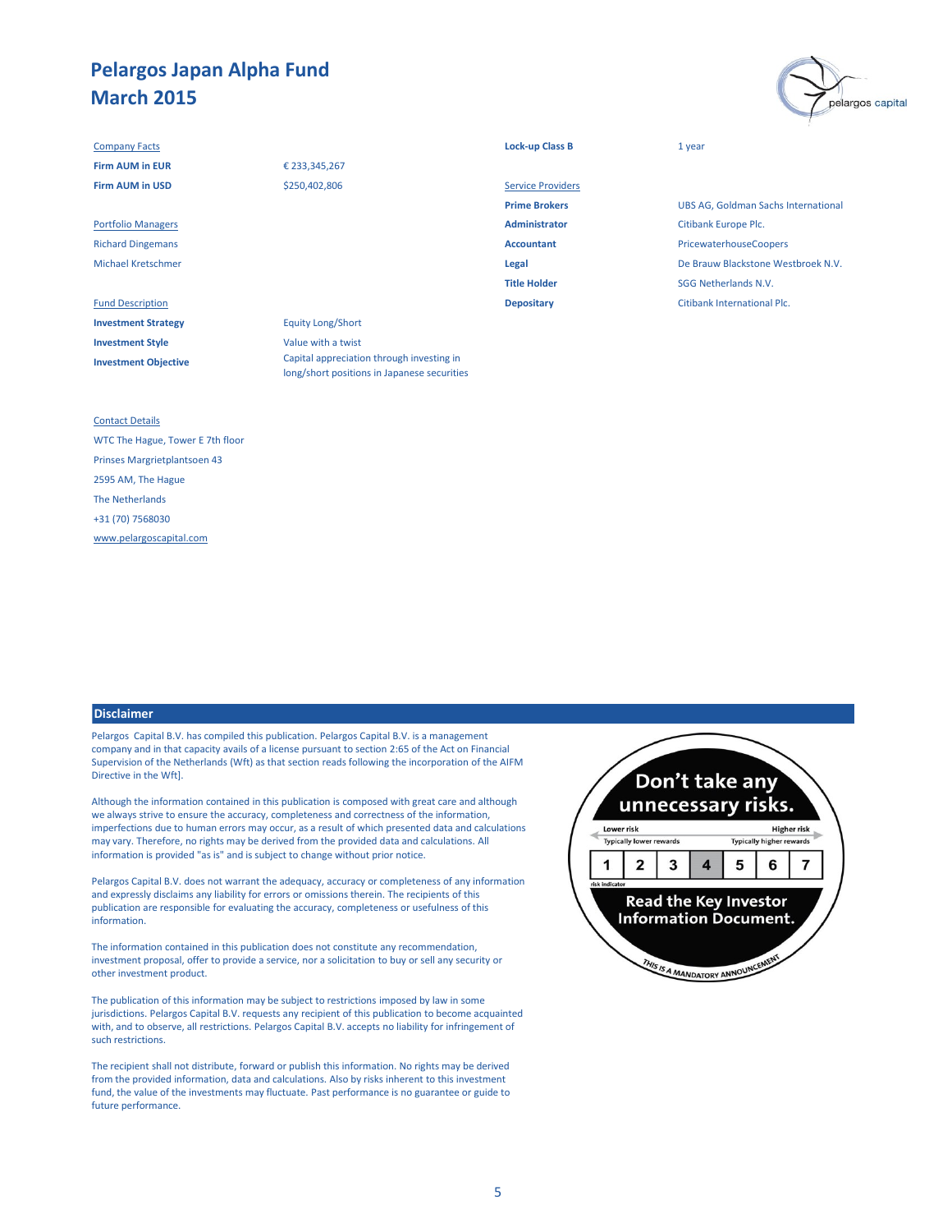# Pelargos Japan Alpha Fund
# March 2015

**Company Facts**

| | |
|---|---|
| **Firm AUM in EUR** | € 233,345,267 |
| **Firm AUM in USD** | $250,402,806 |

**Portfolio Managers**

Richard Dingemans

Michael Kretschmer

**Fund Description**

| | |
|---|---|
| **Investment Strategy** | Equity Long/Short |
| **Investment Style** | Value with a twist |
| **Investment Objective** | Capital appreciation through investing in long/short positions in Japanese securities |

| | |
|---|---|
| **Lock-up Class B** | 1 year |

**Service Providers**

| | |
|---|---|
| **Prime Brokers** | UBS AG, Goldman Sachs International |
| **Administrator** | Citibank Europe Plc. |
| **Accountant** | PricewaterhouseCoopers |
| **Legal** | De Brauw Blackstone Westbroek N.V. |
| **Title Holder** | SGG Netherlands N.V. |
| **Depositary** | Citibank International Plc. |

**Contact Details**

WTC The Hague, Tower E 7th floor

Prinses Margrietplantsoen 43

2595 AM, The Hague

The Netherlands

+31 (70) 7568030

www.pelargoscapital.com

## Disclaimer

Pelargos Capital B.V. has compiled this publication. Pelargos Capital B.V. is a management company and in that capacity avails of a license pursuant to section 2:65 of the Act on Financial Supervision of the Netherlands (Wft) as that section reads following the incorporation of the AIFM Directive in the Wft].

Although the information contained in this publication is composed with great care and although we always strive to ensure the accuracy, completeness and correctness of the information, imperfections due to human errors may occur, as a result of which presented data and calculations may vary. Therefore, no rights may be derived from the provided data and calculations. All information is provided "as is" and is subject to change without prior notice.

Pelargos Capital B.V. does not warrant the adequacy, accuracy or completeness of any information and expressly disclaims any liability for errors or omissions therein. The recipients of this publication are responsible for evaluating the accuracy, completeness or usefulness of this information.

The information contained in this publication does not constitute any recommendation, investment proposal, offer to provide a service, nor a solicitation to buy or sell any security or other investment product.

The publication of this information may be subject to restrictions imposed by law in some jurisdictions. Pelargos Capital B.V. requests any recipient of this publication to become acquainted with, and to observe, all restrictions. Pelargos Capital B.V. accepts no liability for infringement of such restrictions.

The recipient shall not distribute, forward or publish this information. No rights may be derived from the provided information, data and calculations. Also by risks inherent to this investment fund, the value of the investments may fluctuate. Past performance is no guarantee or guide to future performance.

**Don't take any unnecessary risks.**

Lower risk — Higher risk

Typically lower rewards — Typically higher rewards

| 1 | 2 | 3 | **4** | 5 | 6 | 7 |
|---|---|---|---|---|---|---|

risk indicator

**Read the Key Investor Information Document.**

THIS IS A MANDATORY ANNOUNCEMENT